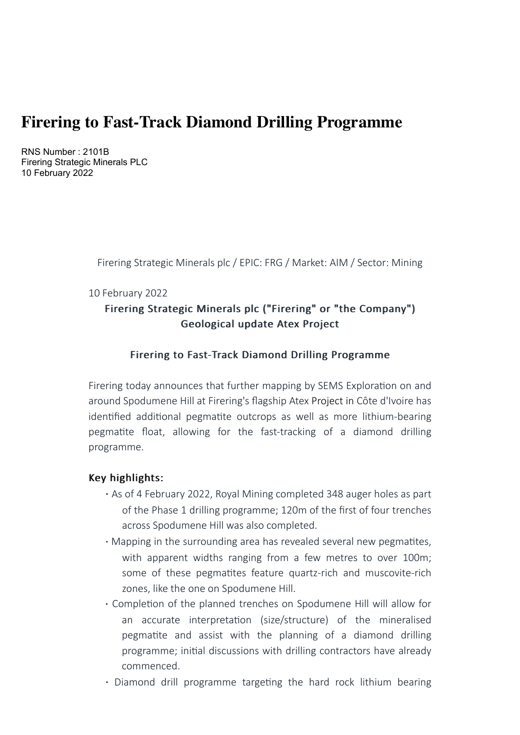# Firering to Fast-Track Diamond Drilling Programme

RNS Number : 2101B
Firering Strategic Minerals PLC
10 February 2022

Firering Strategic Minerals plc / EPIC: FRG / Market: AIM / Sector: Mining

10 February 2022

**Firering Strategic Minerals plc ("Firering" or "the Company")**
**Geological update Atex Project**

**Firering to Fast-Track Diamond Drilling Programme**

Firering today announces that further mapping by SEMS Exploration on and around Spodumene Hill at Firering's flagship Atex Project in Côte d'Ivoire has identified additional pegmatite outcrops as well as more lithium-bearing pegmatite float, allowing for the fast-tracking of a diamond drilling programme.

**Key highlights:**

- As of 4 February 2022, Royal Mining completed 348 auger holes as part of the Phase 1 drilling programme; 120m of the first of four trenches across Spodumene Hill was also completed.
- Mapping in the surrounding area has revealed several new pegmatites, with apparent widths ranging from a few metres to over 100m; some of these pegmatites feature quartz-rich and muscovite-rich zones, like the one on Spodumene Hill.
- Completion of the planned trenches on Spodumene Hill will allow for an accurate interpretation (size/structure) of the mineralised pegmatite and assist with the planning of a diamond drilling programme; initial discussions with drilling contractors have already commenced.
- Diamond drill programme targeting the hard rock lithium bearing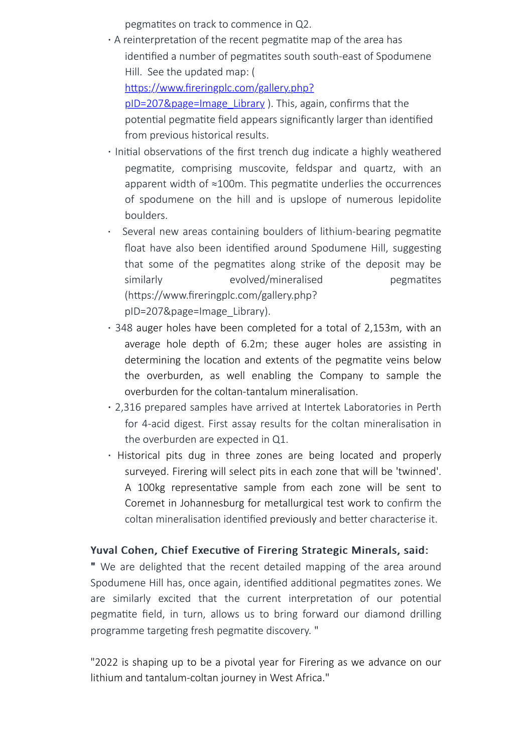pegmatites on track to commence in Q2.

- A reinterpretation of the recent pegmatite map of the area has identified a number of pegmatites south south-east of Spodumene Hill. See the updated map: ( [https://www.firer ingplc.com/gallery.php?pID=207&page=Image_Library](https://www.fireringplc.com/gallery.php?pID=207&page=Image_Library) ). This, again, confirms that the potential pegmatite field appears significantly larger than identified from previous historical results.
- Initial observations of the first trench dug indicate a highly weathered pegmatite, comprising muscovite, feldspar and quartz, with an apparent width of ≈100m. This pegmatite underlies the occurrences of spodumene on the hill and is upslope of numerous lepidolite boulders.
- Several new areas containing boulders of lithium-bearing pegmatite float have also been identified around Spodumene Hill, suggesting that some of the pegmatites along strike of the deposit may be similarly evolved/mineralised pegmatites (https://www.fireringplc.com/gallery.php?pID=207&page=Image_Library).
- 348 auger holes have been completed for a total of 2,153m, with an average hole depth of 6.2m; these auger holes are assisting in determining the location and extents of the pegmatite veins below the overburden, as well enabling the Company to sample the overburden for the coltan-tantalum mineralisation.
- 2,316 prepared samples have arrived at Intertek Laboratories in Perth for 4-acid digest. First assay results for the coltan mineralisation in the overburden are expected in Q1.
- Historical pits dug in three zones are being located and properly surveyed. Firering will select pits in each zone that will be 'twinned'. A 100kg representative sample from each zone will be sent to Coremet in Johannesburg for metallurgical test work to confirm the coltan mineralisation identified previously and better characterise it.

**Yuval Cohen, Chief Executive of Firering Strategic Minerals, said:**

" We are delighted that the recent detailed mapping of the area around Spodumene Hill has, once again, identified additional pegmatites zones. We are similarly excited that the current interpretation of our potential pegmatite field, in turn, allows us to bring forward our diamond drilling programme targeting fresh pegmatite discovery. "

"2022 is shaping up to be a pivotal year for Firering as we advance on our lithium and tantalum-coltan journey in West Africa."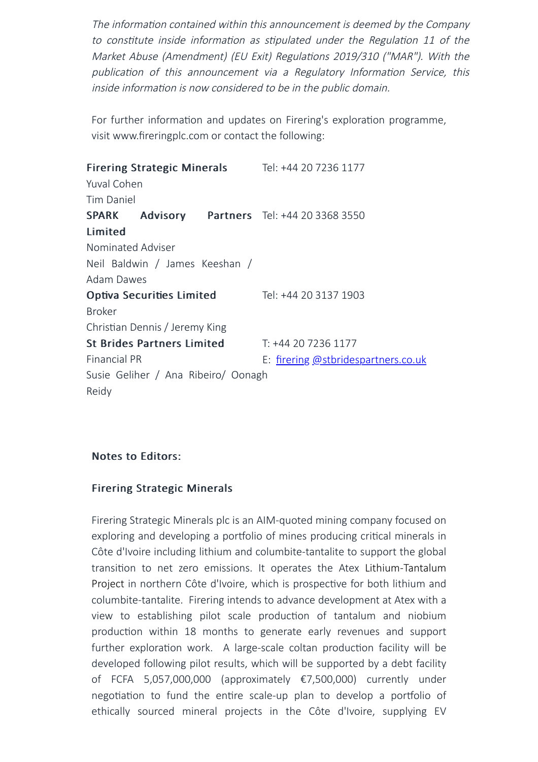*The information contained within this announcement is deemed by the Company to constitute inside information as stipulated under the Regulation 11 of the Market Abuse (Amendment) (EU Exit) Regulations 2019/310 ("MAR"). With the publication of this announcement via a Regulatory Information Service, this inside information is now considered to be in the public domain.*

For further information and updates on Firering's exploration programme, visit www.fireringplc.com or contact the following:

| | |
|---|---|
| **Firering Strategic Minerals** | Tel: +44 20 7236 1177 |
| Yuval Cohen | |
| Tim Daniel | |
| **SPARK Advisory Partners Limited** | Tel: +44 20 3368 3550 |
| Nominated Adviser | |
| Neil Baldwin / James Keeshan / Adam Dawes | |
| **Optiva Securities Limited** | Tel: +44 20 3137 1903 |
| Broker | |
| Christian Dennis / Jeremy King | |
| **St Brides Partners Limited** | T: +44 20 7236 1177 |
| Financial PR | E: firering @stbridespartners.co.uk |
| Susie Geliher / Ana Ribeiro/ Oonagh Reidy | |

**Notes to Editors:**

**Firering Strategic Minerals**

Firering Strategic Minerals plc is an AIM-quoted mining company focused on exploring and developing a portfolio of mines producing critical minerals in Côte d'Ivoire including lithium and columbite-tantalite to support the global transition to net zero emissions. It operates the Atex Lithium-Tantalum Project in northern Côte d'Ivoire, which is prospective for both lithium and columbite-tantalite. Firering intends to advance development at Atex with a view to establishing pilot scale production of tantalum and niobium production within 18 months to generate early revenues and support further exploration work. A large-scale coltan production facility will be developed following pilot results, which will be supported by a debt facility of FCFA 5,057,000,000 (approximately €7,500,000) currently under negotiation to fund the entire scale-up plan to develop a portfolio of ethically sourced mineral projects in the Côte d'Ivoire, supplying EV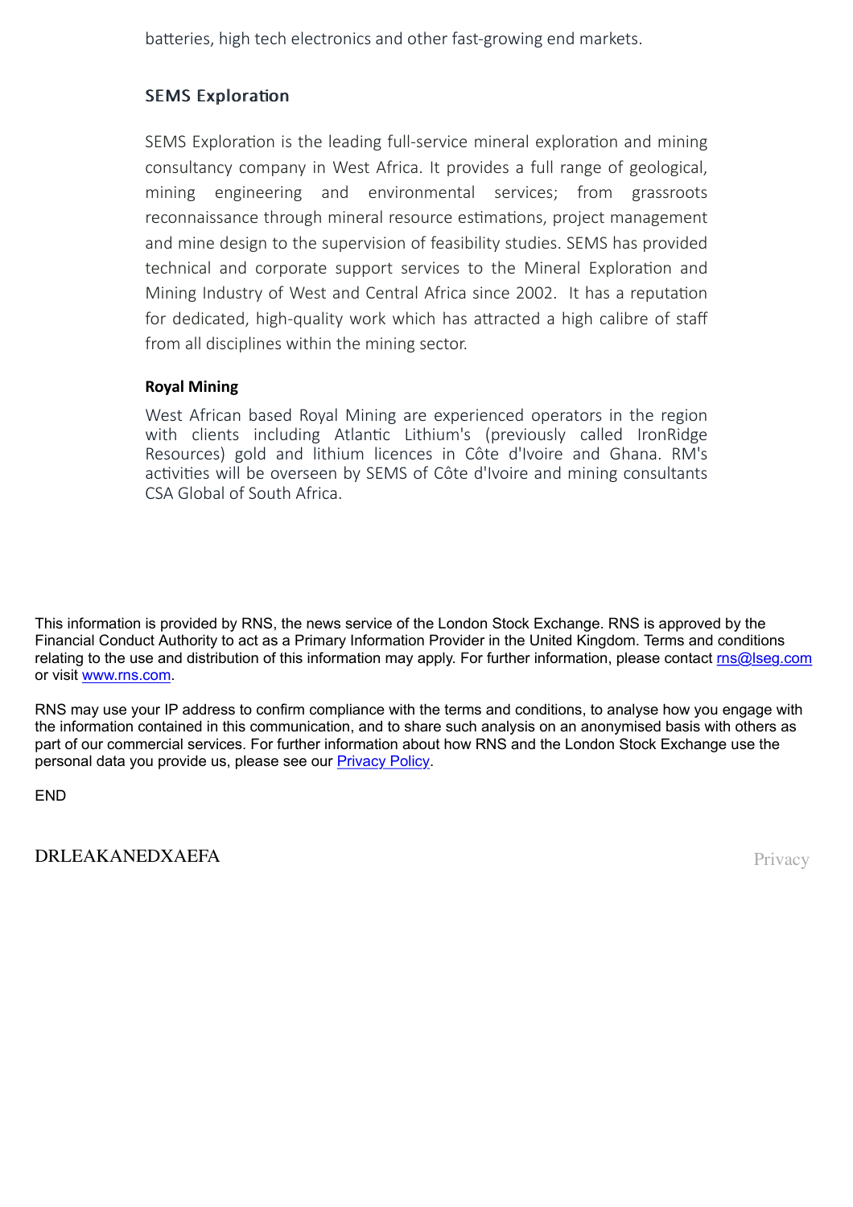batteries, high tech electronics and other fast-growing end markets.

### SEMS Exploration

SEMS Exploration is the leading full-service mineral exploration and mining consultancy company in West Africa. It provides a full range of geological, mining engineering and environmental services; from grassroots reconnaissance through mineral resource estimations, project management and mine design to the supervision of feasibility studies. SEMS has provided technical and corporate support services to the Mineral Exploration and Mining Industry of West and Central Africa since 2002. It has a reputation for dedicated, high-quality work which has attracted a high calibre of staff from all disciplines within the mining sector.

**Royal Mining**

West African based Royal Mining are experienced operators in the region with clients including Atlantic Lithium's (previously called IronRidge Resources) gold and lithium licences in Côte d'Ivoire and Ghana. RM's activities will be overseen by SEMS of Côte d'Ivoire and mining consultants CSA Global of South Africa.

This information is provided by RNS, the news service of the London Stock Exchange. RNS is approved by the Financial Conduct Authority to act as a Primary Information Provider in the United Kingdom. Terms and conditions relating to the use and distribution of this information may apply. For further information, please contact rns@lseg.com or visit www.rns.com.

RNS may use your IP address to confirm compliance with the terms and conditions, to analyse how you engage with the information contained in this communication, and to share such analysis on an anonymised basis with others as part of our commercial services. For further information about how RNS and the London Stock Exchange use the personal data you provide us, please see our Privacy Policy.

END

DRLEAKANEDXAEFA